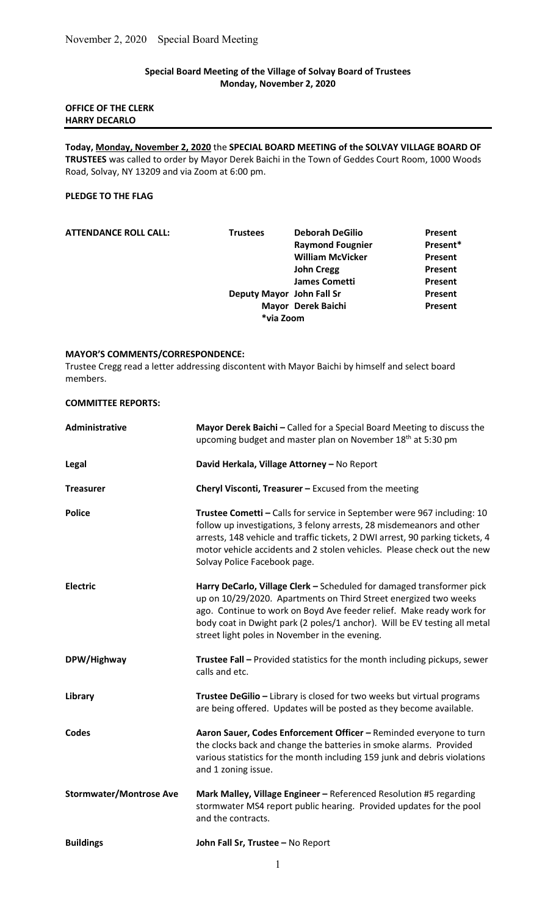**Special Board Meeting of the Village of Solvay Board of Trustees**
**Monday, November 2, 2020**

**OFFICE OF THE CLERK**
**HARRY DECARLO**

**Today, Monday, November 2, 2020** the **SPECIAL BOARD MEETING of the SOLVAY VILLAGE BOARD OF TRUSTEES** was called to order by Mayor Derek Baichi in the Town of Geddes Court Room, 1000 Woods Road, Solvay, NY 13209 and via Zoom at 6:00 pm.

**PLEDGE TO THE FLAG**

| **ATTENDANCE ROLL CALL:** | **Trustees** | **Deborah DeGilio** | **Present** |
|---|---|---|---|
| | | **Raymond Fougnier** | **Present*** |
| | | **William McVicker** | **Present** |
| | | **John Cregg** | **Present** |
| | | **James Cometti** | **Present** |
| | **Deputy Mayor** | **John Fall Sr** | **Present** |
| | **Mayor** | **Derek Baichi** | **Present** |
| | ***via Zoom** | | |

**MAYOR'S COMMENTS/CORRESPONDENCE:**
Trustee Cregg read a letter addressing discontent with Mayor Baichi by himself and select board members.

**COMMITTEE REPORTS:**

| | |
|---|---|
| **Administrative** | **Mayor Derek Baichi –** Called for a Special Board Meeting to discuss the upcoming budget and master plan on November 18th at 5:30 pm |
| **Legal** | **David Herkala, Village Attorney –** No Report |
| **Treasurer** | **Cheryl Visconti, Treasurer –** Excused from the meeting |
| **Police** | **Trustee Cometti –** Calls for service in September were 967 including: 10 follow up investigations, 3 felony arrests, 28 misdemeanors and other arrests, 148 vehicle and traffic tickets, 2 DWI arrest, 90 parking tickets, 4 motor vehicle accidents and 2 stolen vehicles. Please check out the new Solvay Police Facebook page. |
| **Electric** | **Harry DeCarlo, Village Clerk –** Scheduled for damaged transformer pick up on 10/29/2020. Apartments on Third Street energized two weeks ago. Continue to work on Boyd Ave feeder relief. Make ready work for body coat in Dwight park (2 poles/1 anchor). Will be EV testing all metal street light poles in November in the evening. |
| **DPW/Highway** | **Trustee Fall –** Provided statistics for the month including pickups, sewer calls and etc. |
| **Library** | **Trustee DeGilio –** Library is closed for two weeks but virtual programs are being offered. Updates will be posted as they become available. |
| **Codes** | **Aaron Sauer, Codes Enforcement Officer –** Reminded everyone to turn the clocks back and change the batteries in smoke alarms. Provided various statistics for the month including 159 junk and debris violations and 1 zoning issue. |
| **Stormwater/Montrose Ave** | **Mark Malley, Village Engineer –** Referenced Resolution #5 regarding stormwater MS4 report public hearing. Provided updates for the pool and the contracts. |
| **Buildings** | **John Fall Sr, Trustee –** No Report |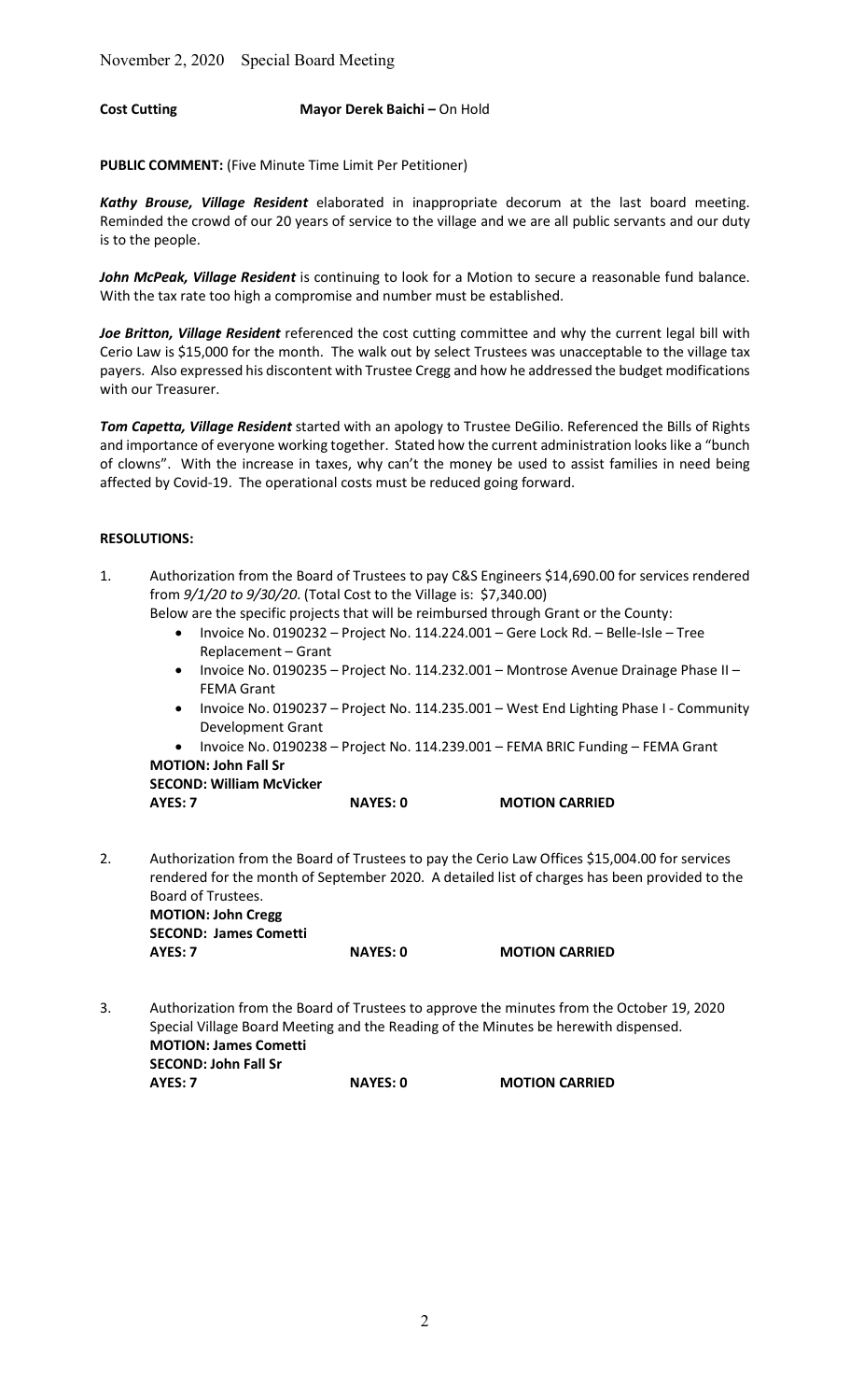November 2, 2020 Special Board Meeting

**Cost Cutting** **Mayor Derek Baichi –** On Hold

**PUBLIC COMMENT:** (Five Minute Time Limit Per Petitioner)

***Kathy Brouse, Village Resident*** elaborated in inappropriate decorum at the last board meeting. Reminded the crowd of our 20 years of service to the village and we are all public servants and our duty is to the people.

***John McPeak, Village Resident*** is continuing to look for a Motion to secure a reasonable fund balance. With the tax rate too high a compromise and number must be established.

***Joe Britton, Village Resident*** referenced the cost cutting committee and why the current legal bill with Cerio Law is $15,000 for the month. The walk out by select Trustees was unacceptable to the village tax payers. Also expressed his discontent with Trustee Cregg and how he addressed the budget modifications with our Treasurer.

***Tom Capetta, Village Resident*** started with an apology to Trustee DeGilio. Referenced the Bills of Rights and importance of everyone working together. Stated how the current administration looks like a "bunch of clowns". With the increase in taxes, why can't the money be used to assist families in need being affected by Covid-19. The operational costs must be reduced going forward.

**RESOLUTIONS:**

1. Authorization from the Board of Trustees to pay C&S Engineers $14,690.00 for services rendered from *9/1/20 to 9/30/20*. (Total Cost to the Village is: $7,340.00)
   Below are the specific projects that will be reimbursed through Grant or the County:
   - Invoice No. 0190232 – Project No. 114.224.001 – Gere Lock Rd. – Belle-Isle – Tree Replacement – Grant
   - Invoice No. 0190235 – Project No. 114.232.001 – Montrose Avenue Drainage Phase II – FEMA Grant
   - Invoice No. 0190237 – Project No. 114.235.001 – West End Lighting Phase I - Community Development Grant
   - Invoice No. 0190238 – Project No. 114.239.001 – FEMA BRIC Funding – FEMA Grant

   **MOTION: John Fall Sr**
   **SECOND: William McVicker**
   **AYES: 7** **NAYES: 0** **MOTION CARRIED**

2. Authorization from the Board of Trustees to pay the Cerio Law Offices $15,004.00 for services rendered for the month of September 2020. A detailed list of charges has been provided to the Board of Trustees.
   **MOTION: John Cregg**
   **SECOND: James Cometti**
   **AYES: 7** **NAYES: 0** **MOTION CARRIED**

3. Authorization from the Board of Trustees to approve the minutes from the October 19, 2020 Special Village Board Meeting and the Reading of the Minutes be herewith dispensed.
   **MOTION: James Cometti**
   **SECOND: John Fall Sr**
   **AYES: 7** **NAYES: 0** **MOTION CARRIED**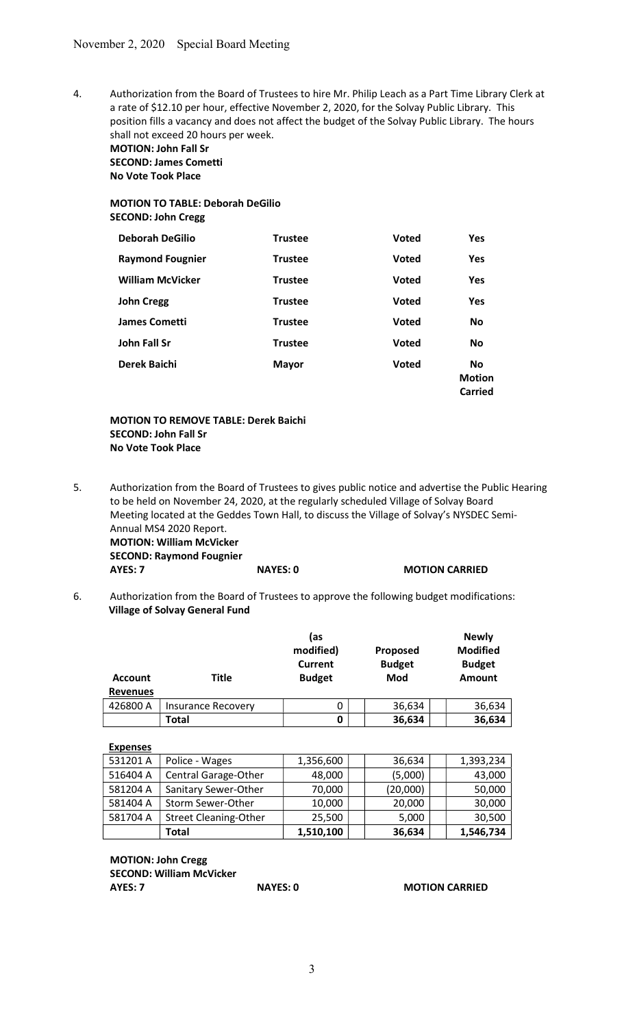November 2, 2020 Special Board Meeting

4. Authorization from the Board of Trustees to hire Mr. Philip Leach as a Part Time Library Clerk at a rate of $12.10 per hour, effective November 2, 2020, for the Solvay Public Library. This position fills a vacancy and does not affect the budget of the Solvay Public Library. The hours shall not exceed 20 hours per week.
**MOTION: John Fall Sr**
**SECOND: James Cometti**
**No Vote Took Place**

**MOTION TO TABLE: Deborah DeGilio**
**SECOND: John Cregg**

| | | | |
|---|---|---|---|
| **Deborah DeGilio** | **Trustee** | **Voted** | **Yes** |
| **Raymond Fougnier** | **Trustee** | **Voted** | **Yes** |
| **William McVicker** | **Trustee** | **Voted** | **Yes** |
| **John Cregg** | **Trustee** | **Voted** | **Yes** |
| **James Cometti** | **Trustee** | **Voted** | **No** |
| **John Fall Sr** | **Trustee** | **Voted** | **No** |
| **Derek Baichi** | **Mayor** | **Voted** | **No** |
| | | | **Motion Carried** |

**MOTION TO REMOVE TABLE: Derek Baichi**
**SECOND: John Fall Sr**
**No Vote Took Place**

5. Authorization from the Board of Trustees to gives public notice and advertise the Public Hearing to be held on November 24, 2020, at the regularly scheduled Village of Solvay Board Meeting located at the Geddes Town Hall, to discuss the Village of Solvay's NYSDEC Semi-Annual MS4 2020 Report.
**MOTION: William McVicker**
**SECOND: Raymond Fougnier**
**AYES: 7** **NAYES: 0** **MOTION CARRIED**

6. Authorization from the Board of Trustees to approve the following budget modifications:
**Village of Solvay General Fund**

| Account | Title | (as modified) Current Budget | Proposed Budget Mod | Newly Modified Budget Amount |
|---|---|---|---|---|
| **Revenues** | | | | |
| 426800 A | Insurance Recovery | 0 | 36,634 | 36,634 |
| | **Total** | **0** | **36,634** | **36,634** |
| **Expenses** | | | | |
| 531201 A | Police - Wages | 1,356,600 | 36,634 | 1,393,234 |
| 516404 A | Central Garage-Other | 48,000 | (5,000) | 43,000 |
| 581204 A | Sanitary Sewer-Other | 70,000 | (20,000) | 50,000 |
| 581404 A | Storm Sewer-Other | 10,000 | 20,000 | 30,000 |
| 581704 A | Street Cleaning-Other | 25,500 | 5,000 | 30,500 |
| | **Total** | **1,510,100** | **36,634** | **1,546,734** |

**MOTION: John Cregg**
**SECOND: William McVicker**
**AYES: 7** **NAYES: 0** **MOTION CARRIED**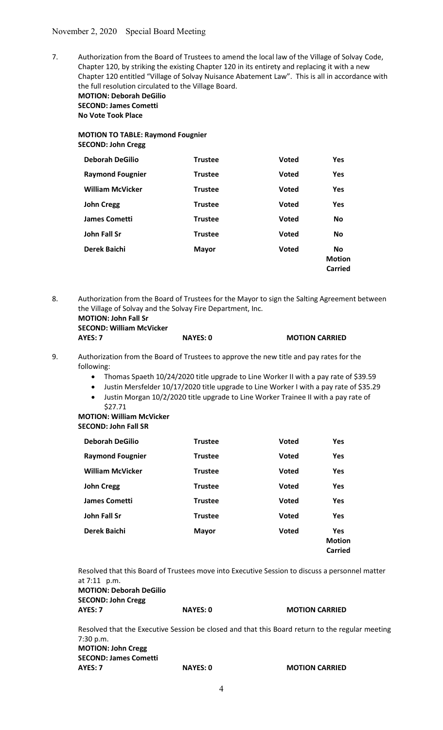7. Authorization from the Board of Trustees to amend the local law of the Village of Solvay Code, Chapter 120, by striking the existing Chapter 120 in its entirety and replacing it with a new Chapter 120 entitled "Village of Solvay Nuisance Abatement Law". This is all in accordance with the full resolution circulated to the Village Board.
**MOTION: Deborah DeGilio**
**SECOND: James Cometti**
**No Vote Took Place**

**MOTION TO TABLE: Raymond Fougnier**
**SECOND: John Cregg**

| | | | |
|---|---|---|---|
| **Deborah DeGilio** | **Trustee** | **Voted** | **Yes** |
| **Raymond Fougnier** | **Trustee** | **Voted** | **Yes** |
| **William McVicker** | **Trustee** | **Voted** | **Yes** |
| **John Cregg** | **Trustee** | **Voted** | **Yes** |
| **James Cometti** | **Trustee** | **Voted** | **No** |
| **John Fall Sr** | **Trustee** | **Voted** | **No** |
| **Derek Baichi** | **Mayor** | **Voted** | **No Motion Carried** |

8. Authorization from the Board of Trustees for the Mayor to sign the Salting Agreement between the Village of Solvay and the Solvay Fire Department, Inc.
**MOTION: John Fall Sr**
**SECOND: William McVicker**
**AYES: 7** **NAYES: 0** **MOTION CARRIED**

9. Authorization from the Board of Trustees to approve the new title and pay rates for the following:
   - Thomas Spaeth 10/24/2020 title upgrade to Line Worker II with a pay rate of $39.59
   - Justin Mersfelder 10/17/2020 title upgrade to Line Worker I with a pay rate of $35.29
   - Justin Morgan 10/2/2020 title upgrade to Line Worker Trainee II with a pay rate of $27.71

**MOTION: William McVicker**
**SECOND: John Fall SR**

| | | | |
|---|---|---|---|
| **Deborah DeGilio** | **Trustee** | **Voted** | **Yes** |
| **Raymond Fougnier** | **Trustee** | **Voted** | **Yes** |
| **William McVicker** | **Trustee** | **Voted** | **Yes** |
| **John Cregg** | **Trustee** | **Voted** | **Yes** |
| **James Cometti** | **Trustee** | **Voted** | **Yes** |
| **John Fall Sr** | **Trustee** | **Voted** | **Yes** |
| **Derek Baichi** | **Mayor** | **Voted** | **Yes Motion Carried** |

Resolved that this Board of Trustees move into Executive Session to discuss a personnel matter at 7:11 p.m.
**MOTION: Deborah DeGilio**
**SECOND: John Cregg**
**AYES: 7** **NAYES: 0** **MOTION CARRIED**

Resolved that the Executive Session be closed and that this Board return to the regular meeting 7:30 p.m.
**MOTION: John Cregg**
**SECOND: James Cometti**
**AYES: 7** **NAYES: 0** **MOTION CARRIED**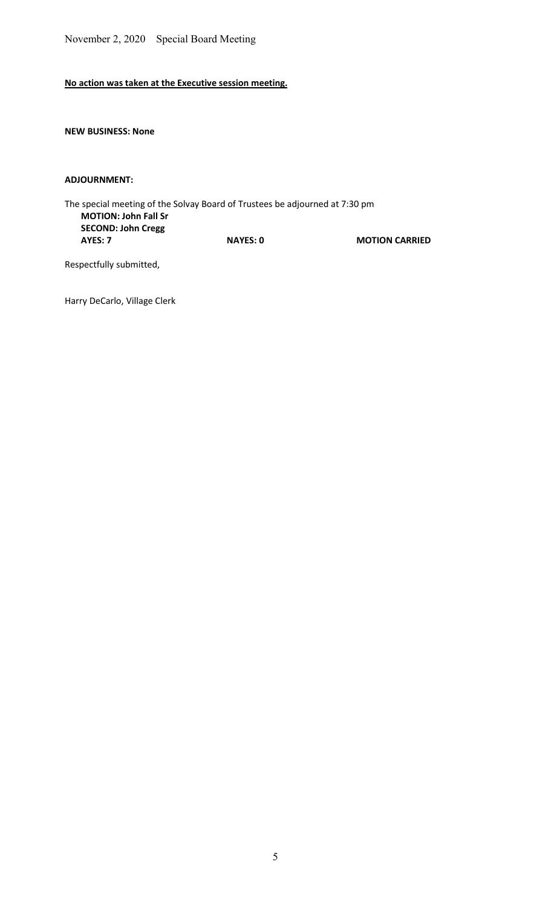**No action was taken at the Executive session meeting.**

**NEW BUSINESS: None**

**ADJOURNMENT:**

The special meeting of the Solvay Board of Trustees be adjourned at 7:30 pm

**MOTION: John Fall Sr**
**SECOND: John Cregg**
**AYES: 7** **NAYES: 0** **MOTION CARRIED**

Respectfully submitted,

Harry DeCarlo, Village Clerk